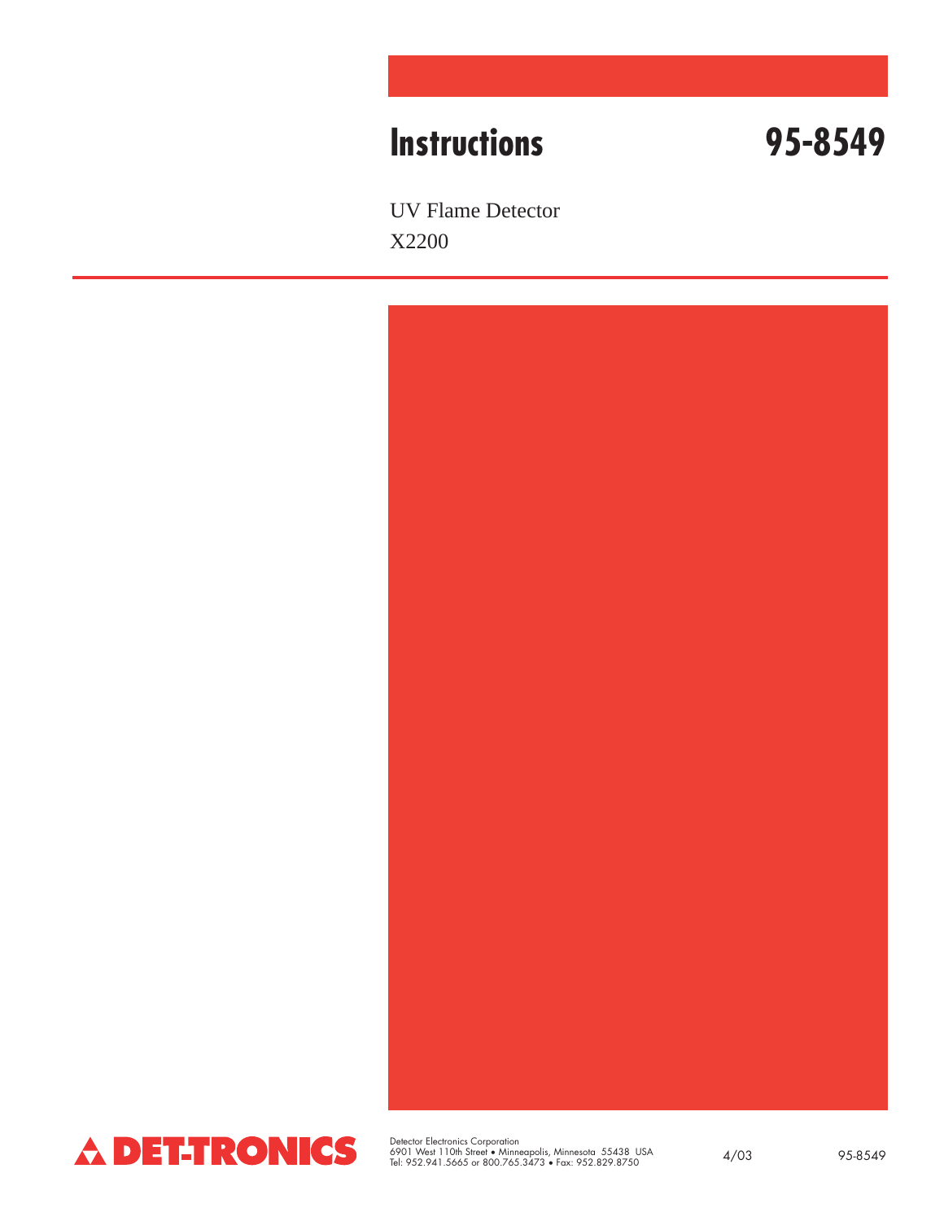# Instructions 95-8549

UV Flame Detector

X2200

DET-TRONICS

Detector Electronics Corporation
6901 West 110th Street • Minneapolis, Minnesota 55438 USA
Tel: 952.941.5665 or 800.765.3473 • Fax: 952.829.8750

4/03 95-8549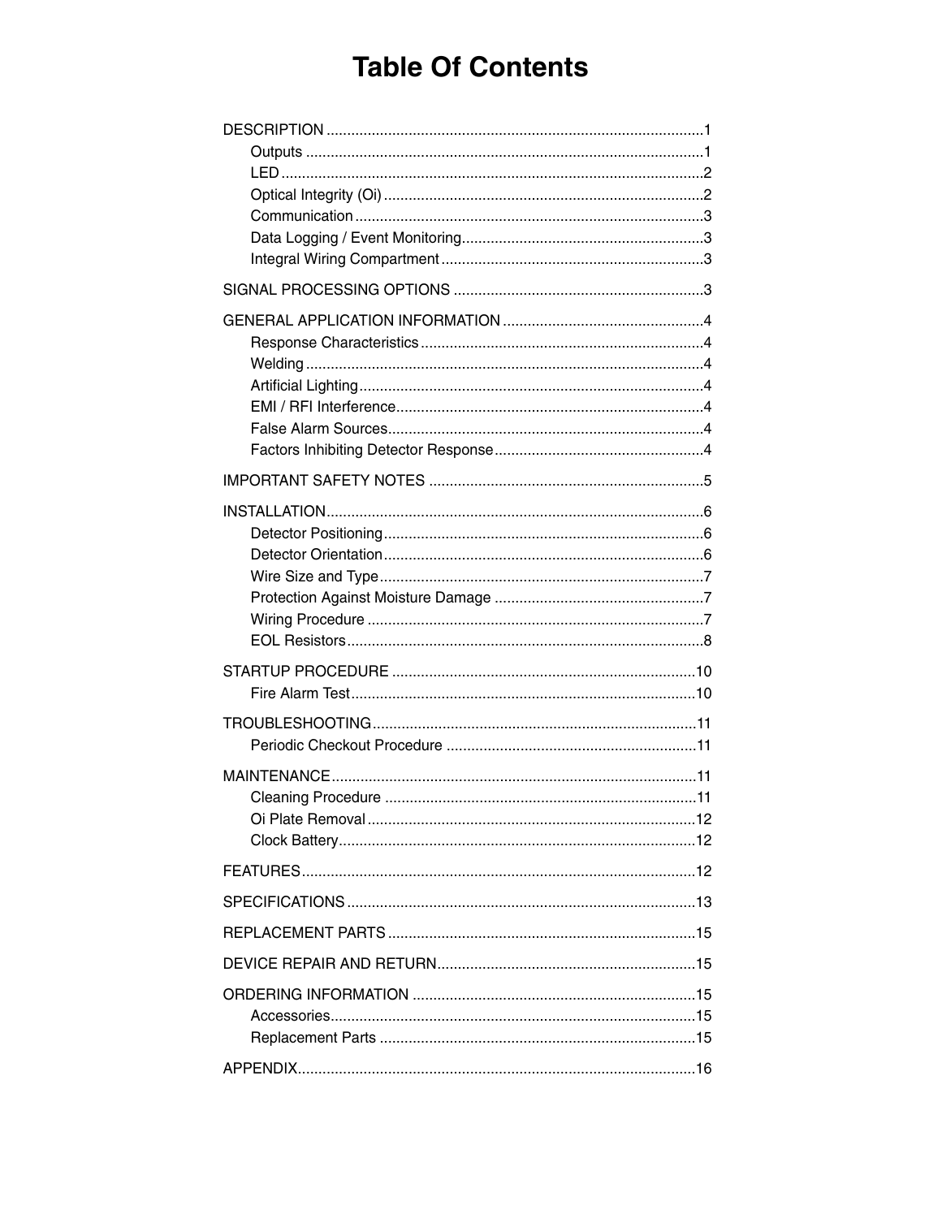# Table Of Contents

DESCRIPTION ........................................................................................1
- Outputs ........................................................................................1
- LED ........................................................................................2
- Optical Integrity (Oi) ........................................................................................2
- Communication ........................................................................................3
- Data Logging / Event Monitoring ........................................................................................3
- Integral Wiring Compartment ........................................................................................3

SIGNAL PROCESSING OPTIONS ........................................................................................3

GENERAL APPLICATION INFORMATION ........................................................................................4
- Response Characteristics ........................................................................................4
- Welding ........................................................................................4
- Artificial Lighting ........................................................................................4
- EMI / RFI Interference ........................................................................................4
- False Alarm Sources ........................................................................................4
- Factors Inhibiting Detector Response ........................................................................................4

IMPORTANT SAFETY NOTES ........................................................................................5

INSTALLATION ........................................................................................6
- Detector Positioning ........................................................................................6
- Detector Orientation ........................................................................................6
- Wire Size and Type ........................................................................................7
- Protection Against Moisture Damage ........................................................................................7
- Wiring Procedure ........................................................................................7
- EOL Resistors ........................................................................................8

STARTUP PROCEDURE ........................................................................................10
- Fire Alarm Test ........................................................................................10

TROUBLESHOOTING ........................................................................................11
- Periodic Checkout Procedure ........................................................................................11

MAINTENANCE ........................................................................................11
- Cleaning Procedure ........................................................................................11
- Oi Plate Removal ........................................................................................12
- Clock Battery ........................................................................................12

FEATURES ........................................................................................12

SPECIFICATIONS ........................................................................................13

REPLACEMENT PARTS ........................................................................................15

DEVICE REPAIR AND RETURN ........................................................................................15

ORDERING INFORMATION ........................................................................................15
- Accessories ........................................................................................15
- Replacement Parts ........................................................................................15

APPENDIX ........................................................................................16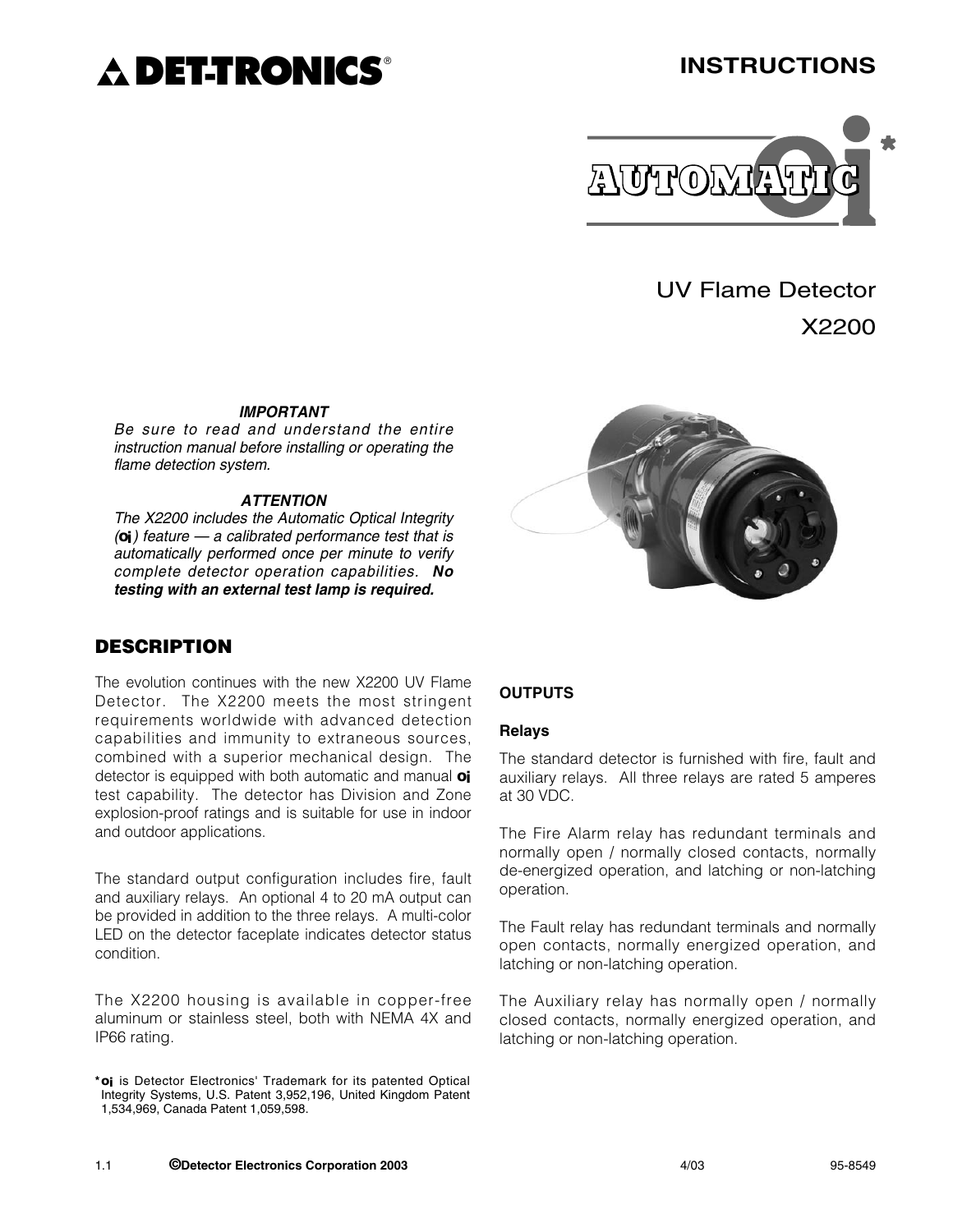DET-TRONICS®

# INSTRUCTIONS

AUTOMATIC oi*

UV Flame Detector

X2200

***IMPORTANT***

*Be sure to read and understand the entire instruction manual before installing or operating the flame detection system.*

***ATTENTION***

*The X2200 includes the Automatic Optical Integrity (oi) feature — a calibrated performance test that is automatically performed once per minute to verify complete detector operation capabilities.* ***No testing with an external test lamp is required.***

## DESCRIPTION

The evolution continues with the new X2200 UV Flame Detector. The X2200 meets the most stringent requirements worldwide with advanced detection capabilities and immunity to extraneous sources, combined with a superior mechanical design. The detector is equipped with both automatic and manual **oi** test capability. The detector has Division and Zone explosion-proof ratings and is suitable for use in indoor and outdoor applications.

The standard output configuration includes fire, fault and auxiliary relays. An optional 4 to 20 mA output can be provided in addition to the three relays. A multi-color LED on the detector faceplate indicates detector status condition.

The X2200 housing is available in copper-free aluminum or stainless steel, both with NEMA 4X and IP66 rating.

### OUTPUTS

#### Relays

The standard detector is furnished with fire, fault and auxiliary relays. All three relays are rated 5 amperes at 30 VDC.

The Fire Alarm relay has redundant terminals and normally open / normally closed contacts, normally de-energized operation, and latching or non-latching operation.

The Fault relay has redundant terminals and normally open contacts, normally energized operation, and latching or non-latching operation.

The Auxiliary relay has normally open / normally closed contacts, normally energized operation, and latching or non-latching operation.

\* **oi** is Detector Electronics' Trademark for its patented Optical Integrity Systems, U.S. Patent 3,952,196, United Kingdom Patent 1,534,969, Canada Patent 1,059,598.

1.1 ©Detector Electronics Corporation 2003 4/03 95-8549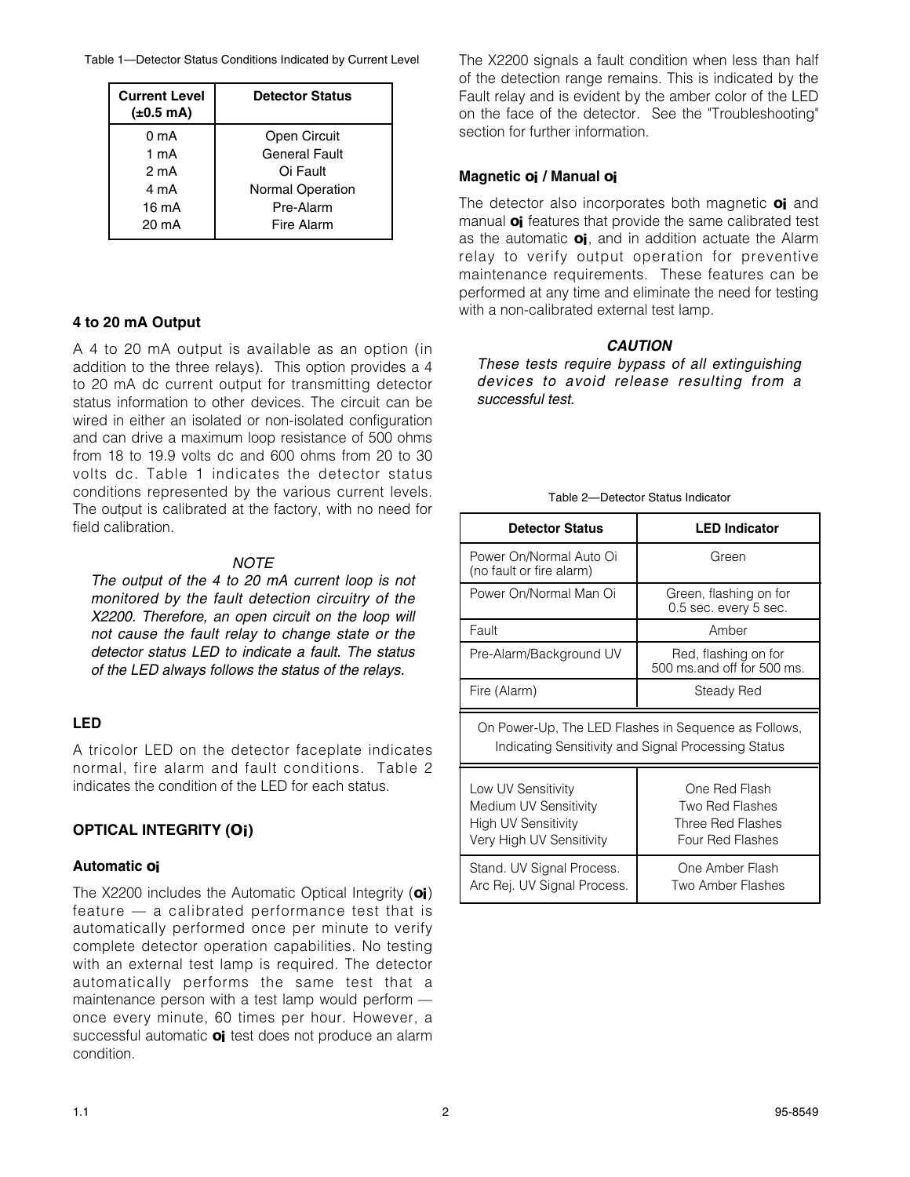Table 1—Detector Status Conditions Indicated by Current Level

| Current Level (±0.5 mA) | Detector Status |
|---|---|
| 0 mA | Open Circuit |
| 1 mA | General Fault |
| 2 mA | Oi Fault |
| 4 mA | Normal Operation |
| 16 mA | Pre-Alarm |
| 20 mA | Fire Alarm |

### 4 to 20 mA Output

A 4 to 20 mA output is available as an option (in addition to the three relays). This option provides a 4 to 20 mA dc current output for transmitting detector status information to other devices. The circuit can be wired in either an isolated or non-isolated configuration and can drive a maximum loop resistance of 500 ohms from 18 to 19.9 volts dc and 600 ohms from 20 to 30 volts dc. Table 1 indicates the detector status conditions represented by the various current levels. The output is calibrated at the factory, with no need for field calibration.

*NOTE*

*The output of the 4 to 20 mA current loop is not monitored by the fault detection circuitry of the X2200. Therefore, an open circuit on the loop will not cause the fault relay to change state or the detector status LED to indicate a fault. The status of the LED always follows the status of the relays.*

### LED

A tricolor LED on the detector faceplate indicates normal, fire alarm and fault conditions. Table 2 indicates the condition of the LED for each status.

### OPTICAL INTEGRITY (Oi)

#### Automatic oi

The X2200 includes the Automatic Optical Integrity (**oi**) feature — a calibrated performance test that is automatically performed once per minute to verify complete detector operation capabilities. No testing with an external test lamp is required. The detector automatically performs the same test that a maintenance person with a test lamp would perform — once every minute, 60 times per hour. However, a successful automatic **oi** test does not produce an alarm condition.

The X2200 signals a fault condition when less than half of the detection range remains. This is indicated by the Fault relay and is evident by the amber color of the LED on the face of the detector. See the "Troubleshooting" section for further information.

#### Magnetic oi / Manual oi

The detector also incorporates both magnetic **oi** and manual **oi** features that provide the same calibrated test as the automatic **oi**, and in addition actuate the Alarm relay to verify output operation for preventive maintenance requirements. These features can be performed at any time and eliminate the need for testing with a non-calibrated external test lamp.

***CAUTION***

*These tests require bypass of all extinguishing devices to avoid release resulting from a successful test.*

Table 2—Detector Status Indicator

| Detector Status | LED Indicator |
|---|---|
| Power On/Normal Auto Oi (no fault or fire alarm) | Green |
| Power On/Normal Man Oi | Green, flashing on for 0.5 sec. every 5 sec. |
| Fault | Amber |
| Pre-Alarm/Background UV | Red, flashing on for 500 ms.and off for 500 ms. |
| Fire (Alarm) | Steady Red |
| On Power-Up, The LED Flashes in Sequence as Follows, Indicating Sensitivity and Signal Processing Status | |
| Low UV Sensitivity | One Red Flash |
| Medium UV Sensitivity | Two Red Flashes |
| High UV Sensitivity | Three Red Flashes |
| Very High UV Sensitivity | Four Red Flashes |
| Stand. UV Signal Process. | One Amber Flash |
| Arc Rej. UV Signal Process. | Two Amber Flashes |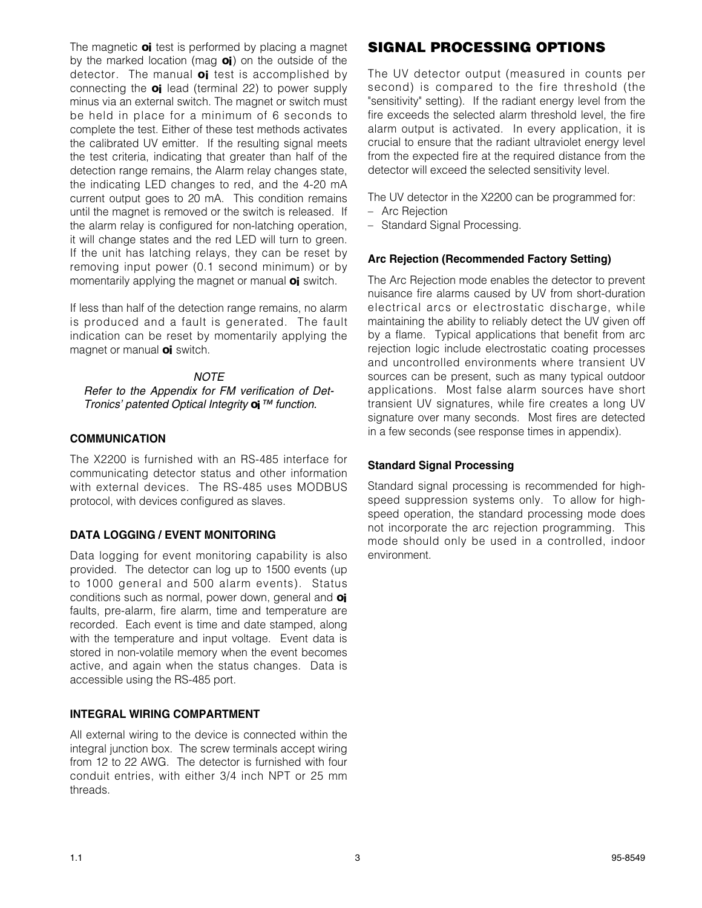The magnetic **oi** test is performed by placing a magnet by the marked location (mag **oi**) on the outside of the detector. The manual **oi** test is accomplished by connecting the **oi** lead (terminal 22) to power supply minus via an external switch. The magnet or switch must be held in place for a minimum of 6 seconds to complete the test. Either of these test methods activates the calibrated UV emitter. If the resulting signal meets the test criteria, indicating that greater than half of the detection range remains, the Alarm relay changes state, the indicating LED changes to red, and the 4-20 mA current output goes to 20 mA. This condition remains until the magnet is removed or the switch is released. If the alarm relay is configured for non-latching operation, it will change states and the red LED will turn to green. If the unit has latching relays, they can be reset by removing input power (0.1 second minimum) or by momentarily applying the magnet or manual **oi** switch.

If less than half of the detection range remains, no alarm is produced and a fault is generated. The fault indication can be reset by momentarily applying the magnet or manual **oi** switch.

*NOTE*

*Refer to the Appendix for FM verification of Det-Tronics' patented Optical Integrity **oi** ™ function.*

### COMMUNICATION

The X2200 is furnished with an RS-485 interface for communicating detector status and other information with external devices. The RS-485 uses MODBUS protocol, with devices configured as slaves.

### DATA LOGGING / EVENT MONITORING

Data logging for event monitoring capability is also provided. The detector can log up to 1500 events (up to 1000 general and 500 alarm events). Status conditions such as normal, power down, general and **oi** faults, pre-alarm, fire alarm, time and temperature are recorded. Each event is time and date stamped, along with the temperature and input voltage. Event data is stored in non-volatile memory when the event becomes active, and again when the status changes. Data is accessible using the RS-485 port.

### INTEGRAL WIRING COMPARTMENT

All external wiring to the device is connected within the integral junction box. The screw terminals accept wiring from 12 to 22 AWG. The detector is furnished with four conduit entries, with either 3/4 inch NPT or 25 mm threads.

## SIGNAL PROCESSING OPTIONS

The UV detector output (measured in counts per second) is compared to the fire threshold (the "sensitivity" setting). If the radiant energy level from the fire exceeds the selected alarm threshold level, the fire alarm output is activated. In every application, it is crucial to ensure that the radiant ultraviolet energy level from the expected fire at the required distance from the detector will exceed the selected sensitivity level.

The UV detector in the X2200 can be programmed for:

- Arc Rejection
- Standard Signal Processing.

### Arc Rejection (Recommended Factory Setting)

The Arc Rejection mode enables the detector to prevent nuisance fire alarms caused by UV from short-duration electrical arcs or electrostatic discharge, while maintaining the ability to reliably detect the UV given off by a flame. Typical applications that benefit from arc rejection logic include electrostatic coating processes and uncontrolled environments where transient UV sources can be present, such as many typical outdoor applications. Most false alarm sources have short transient UV signatures, while fire creates a long UV signature over many seconds. Most fires are detected in a few seconds (see response times in appendix).

### Standard Signal Processing

Standard signal processing is recommended for high-speed suppression systems only. To allow for high-speed operation, the standard processing mode does not incorporate the arc rejection programming. This mode should only be used in a controlled, indoor environment.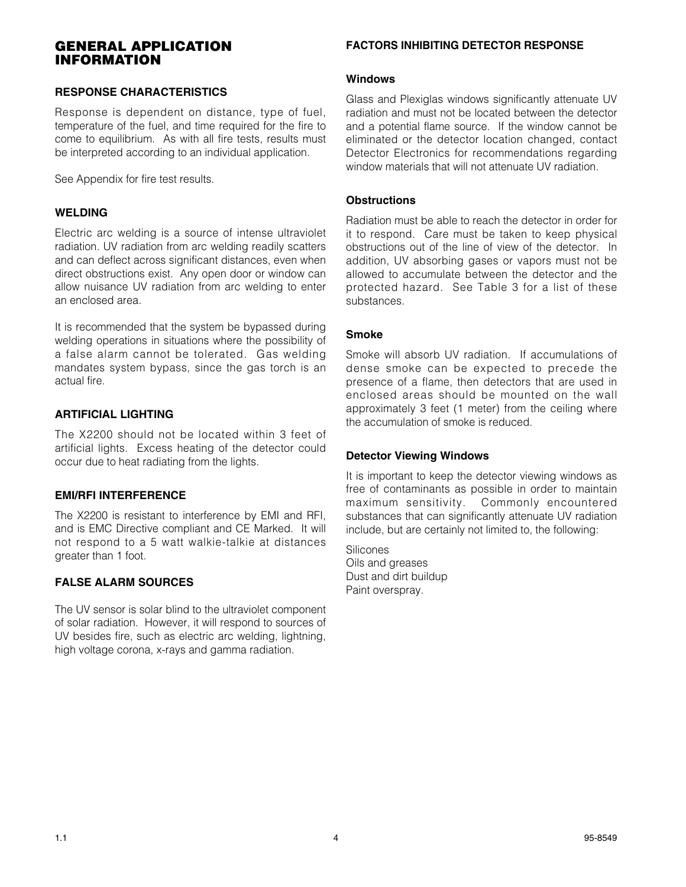# GENERAL APPLICATION INFORMATION

## RESPONSE CHARACTERISTICS

Response is dependent on distance, type of fuel, temperature of the fuel, and time required for the fire to come to equilibrium. As with all fire tests, results must be interpreted according to an individual application.

See Appendix for fire test results.

## WELDING

Electric arc welding is a source of intense ultraviolet radiation. UV radiation from arc welding readily scatters and can deflect across significant distances, even when direct obstructions exist. Any open door or window can allow nuisance UV radiation from arc welding to enter an enclosed area.

It is recommended that the system be bypassed during welding operations in situations where the possibility of a false alarm cannot be tolerated. Gas welding mandates system bypass, since the gas torch is an actual fire.

## ARTIFICIAL LIGHTING

The X2200 should not be located within 3 feet of artificial lights. Excess heating of the detector could occur due to heat radiating from the lights.

## EMI/RFI INTERFERENCE

The X2200 is resistant to interference by EMI and RFI, and is EMC Directive compliant and CE Marked. It will not respond to a 5 watt walkie-talkie at distances greater than 1 foot.

## FALSE ALARM SOURCES

The UV sensor is solar blind to the ultraviolet component of solar radiation. However, it will respond to sources of UV besides fire, such as electric arc welding, lightning, high voltage corona, x-rays and gamma radiation.

## FACTORS INHIBITING DETECTOR RESPONSE

### Windows

Glass and Plexiglas windows significantly attenuate UV radiation and must not be located between the detector and a potential flame source. If the window cannot be eliminated or the detector location changed, contact Detector Electronics for recommendations regarding window materials that will not attenuate UV radiation.

### Obstructions

Radiation must be able to reach the detector in order for it to respond. Care must be taken to keep physical obstructions out of the line of view of the detector. In addition, UV absorbing gases or vapors must not be allowed to accumulate between the detector and the protected hazard. See Table 3 for a list of these substances.

### Smoke

Smoke will absorb UV radiation. If accumulations of dense smoke can be expected to precede the presence of a flame, then detectors that are used in enclosed areas should be mounted on the wall approximately 3 feet (1 meter) from the ceiling where the accumulation of smoke is reduced.

### Detector Viewing Windows

It is important to keep the detector viewing windows as free of contaminants as possible in order to maintain maximum sensitivity. Commonly encountered substances that can significantly attenuate UV radiation include, but are certainly not limited to, the following:

Silicones
Oils and greases
Dust and dirt buildup
Paint overspray.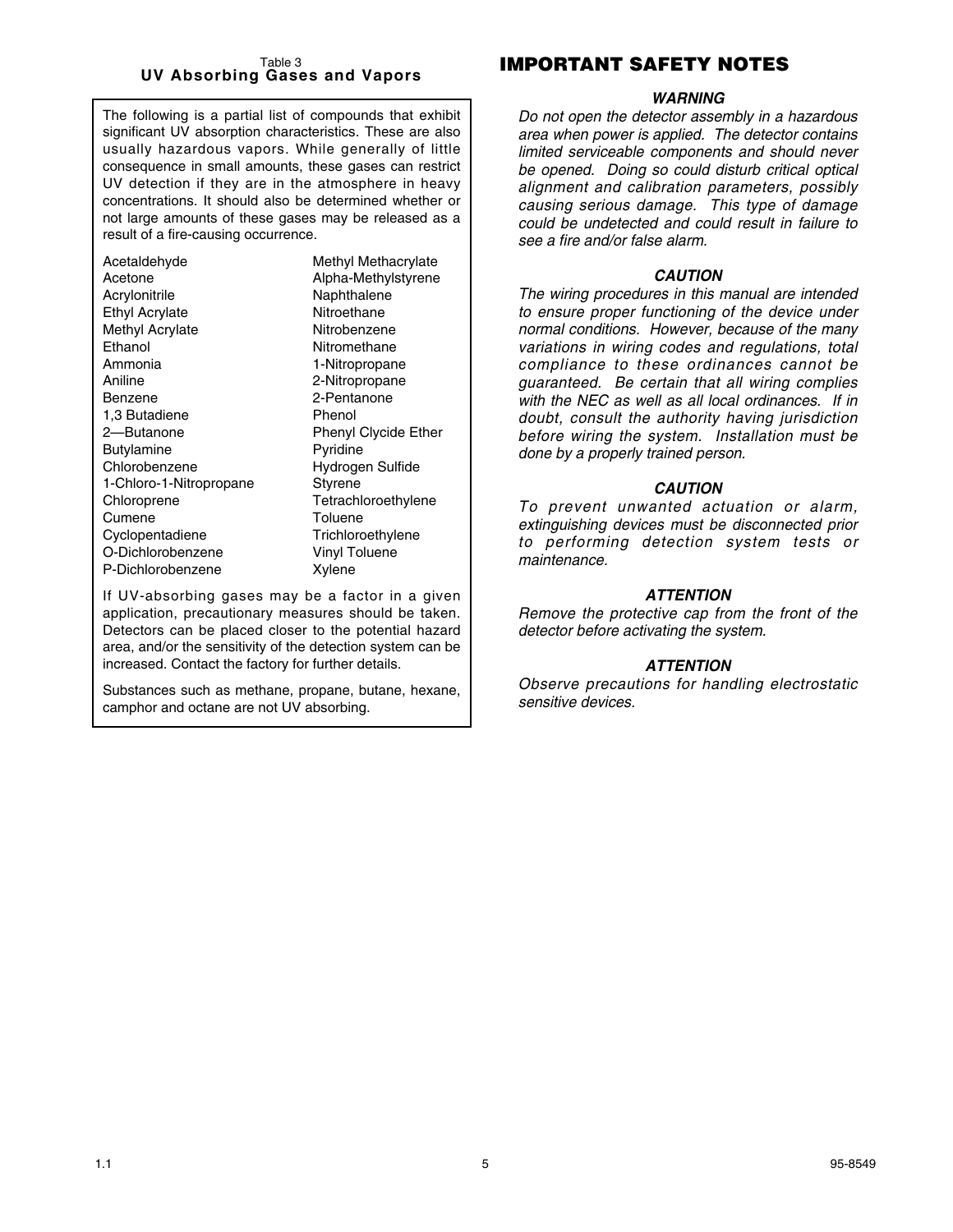Table 3

### UV Absorbing Gases and Vapors

The following is a partial list of compounds that exhibit significant UV absorption characteristics. These are also usually hazardous vapors. While generally of little consequence in small amounts, these gases can restrict UV detection if they are in the atmosphere in heavy concentrations. It should also be determined whether or not large amounts of these gases may be released as a result of a fire-causing occurrence.

| | |
|---|---|
| Acetaldehyde | Methyl Methacrylate |
| Acetone | Alpha-Methylstyrene |
| Acrylonitrile | Naphthalene |
| Ethyl Acrylate | Nitroethane |
| Methyl Acrylate | Nitrobenzene |
| Ethanol | Nitromethane |
| Ammonia | 1-Nitropropane |
| Aniline | 2-Nitropropane |
| Benzene | 2-Pentanone |
| 1,3 Butadiene | Phenol |
| 2—Butanone | Phenyl Clycide Ether |
| Butylamine | Pyridine |
| Chlorobenzene | Hydrogen Sulfide |
| 1-Chloro-1-Nitropropane | Styrene |
| Chloroprene | Tetrachloroethylene |
| Cumene | Toluene |
| Cyclopentadiene | Trichloroethylene |
| O-Dichlorobenzene | Vinyl Toluene |
| P-Dichlorobenzene | Xylene |

If UV-absorbing gases may be a factor in a given application, precautionary measures should be taken. Detectors can be placed closer to the potential hazard area, and/or the sensitivity of the detection system can be increased. Contact the factory for further details.

Substances such as methane, propane, butane, hexane, camphor and octane are not UV absorbing.

## IMPORTANT SAFETY NOTES

***WARNING***

*Do not open the detector assembly in a hazardous area when power is applied. The detector contains limited serviceable components and should never be opened. Doing so could disturb critical optical alignment and calibration parameters, possibly causing serious damage. This type of damage could be undetected and could result in failure to see a fire and/or false alarm.*

***CAUTION***

*The wiring procedures in this manual are intended to ensure proper functioning of the device under normal conditions. However, because of the many variations in wiring codes and regulations, total compliance to these ordinances cannot be guaranteed. Be certain that all wiring complies with the NEC as well as all local ordinances. If in doubt, consult the authority having jurisdiction before wiring the system. Installation must be done by a properly trained person.*

***CAUTION***

*To prevent unwanted actuation or alarm, extinguishing devices must be disconnected prior to performing detection system tests or maintenance.*

***ATTENTION***

*Remove the protective cap from the front of the detector before activating the system.*

***ATTENTION***

*Observe precautions for handling electrostatic sensitive devices.*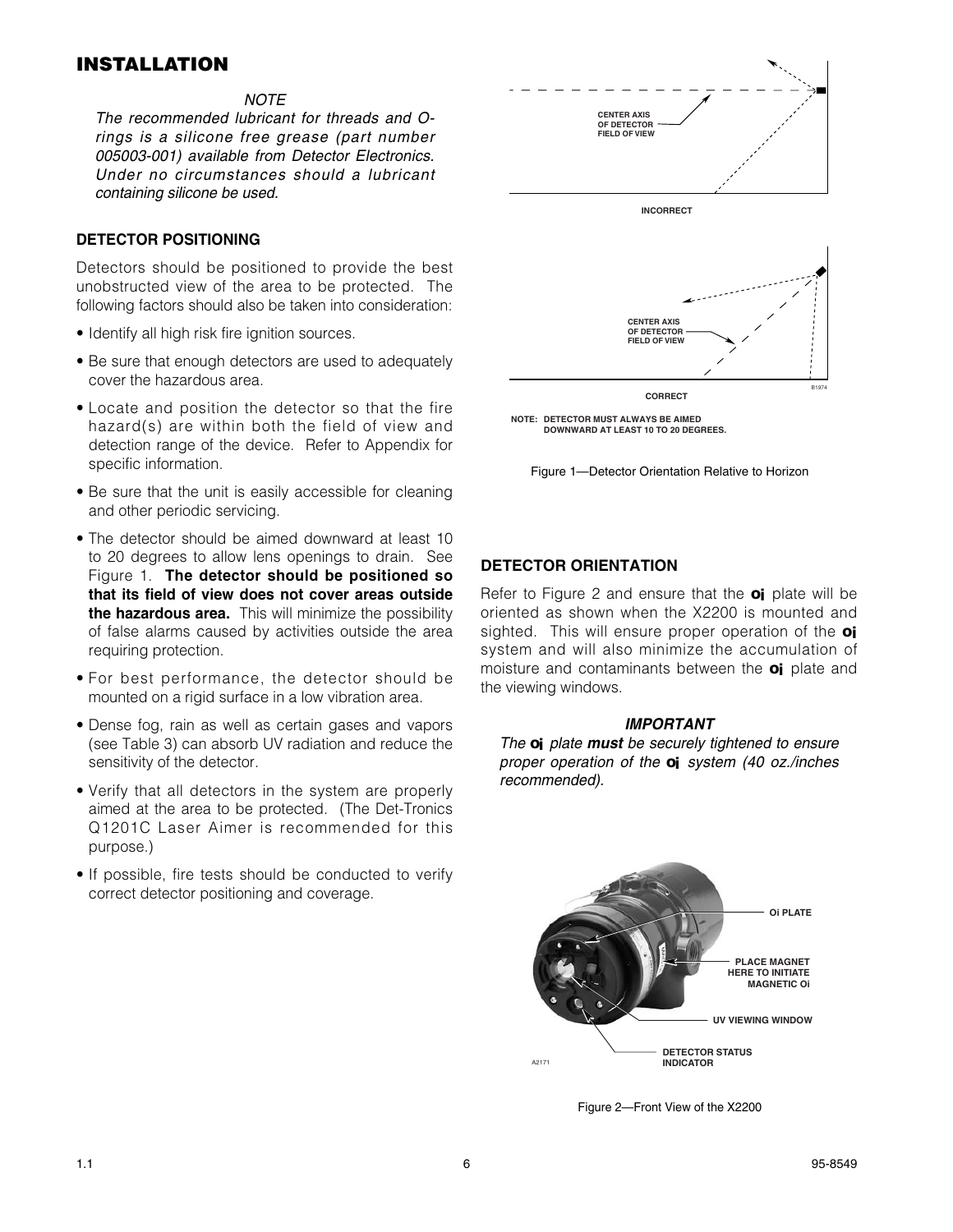# INSTALLATION

*NOTE*
*The recommended lubricant for threads and O-rings is a silicone free grease (part number 005003-001) available from Detector Electronics. Under no circumstances should a lubricant containing silicone be used.*

### DETECTOR POSITIONING

Detectors should be positioned to provide the best unobstructed view of the area to be protected. The following factors should also be taken into consideration:

- Identify all high risk fire ignition sources.
- Be sure that enough detectors are used to adequately cover the hazardous area.
- Locate and position the detector so that the fire hazard(s) are within both the field of view and detection range of the device. Refer to Appendix for specific information.
- Be sure that the unit is easily accessible for cleaning and other periodic servicing.
- The detector should be aimed downward at least 10 to 20 degrees to allow lens openings to drain. See Figure 1. **The detector should be positioned so that its field of view does not cover areas outside the hazardous area.** This will minimize the possibility of false alarms caused by activities outside the area requiring protection.
- For best performance, the detector should be mounted on a rigid surface in a low vibration area.
- Dense fog, rain as well as certain gases and vapors (see Table 3) can absorb UV radiation and reduce the sensitivity of the detector.
- Verify that all detectors in the system are properly aimed at the area to be protected. (The Det-Tronics Q1201C Laser Aimer is recommended for this purpose.)
- If possible, fire tests should be conducted to verify correct detector positioning and coverage.

CENTER AXIS OF DETECTOR FIELD OF VIEW

INCORRECT

CENTER AXIS OF DETECTOR FIELD OF VIEW

CORRECT

B1974

NOTE: DETECTOR MUST ALWAYS BE AIMED DOWNWARD AT LEAST 10 TO 20 DEGREES.

Figure 1—Detector Orientation Relative to Horizon

### DETECTOR ORIENTATION

Refer to Figure 2 and ensure that the **oi** plate will be oriented as shown when the X2200 is mounted and sighted. This will ensure proper operation of the **oi** system and will also minimize the accumulation of moisture and contaminants between the **oi** plate and the viewing windows.

***IMPORTANT***
*The **oi** plate **must** be securely tightened to ensure proper operation of the **oi** system (40 oz./inches recommended).*

Oi PLATE

PLACE MAGNET HERE TO INITIATE MAGNETIC Oi

UV VIEWING WINDOW

DETECTOR STATUS INDICATOR

A2171

Figure 2—Front View of the X2200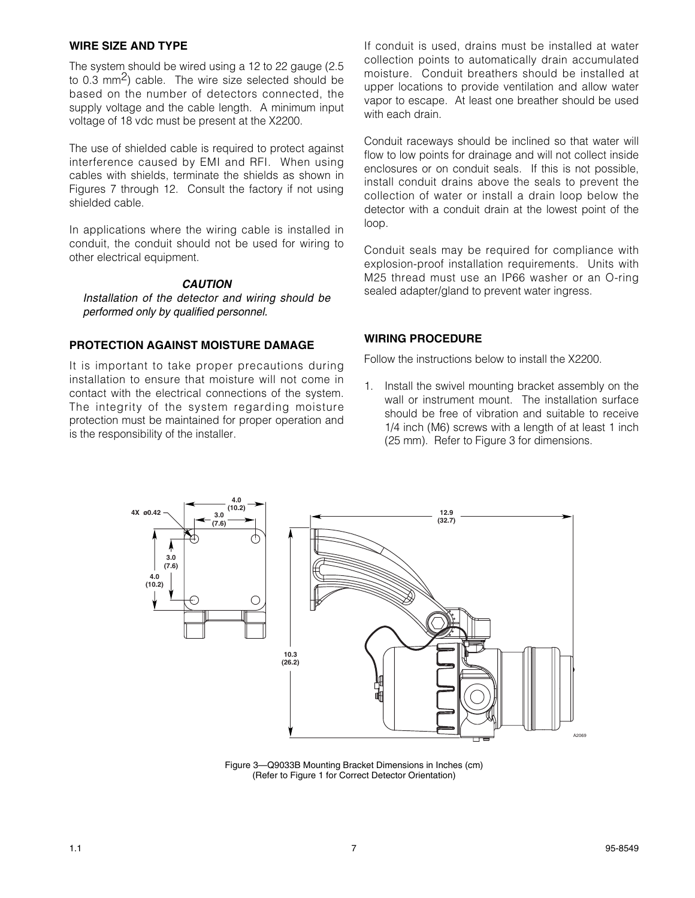## WIRE SIZE AND TYPE

The system should be wired using a 12 to 22 gauge (2.5 to 0.3 $mm^2$) cable. The wire size selected should be based on the number of detectors connected, the supply voltage and the cable length. A minimum input voltage of 18 vdc must be present at the X2200.

The use of shielded cable is required to protect against interference caused by EMI and RFI. When using cables with shields, terminate the shields as shown in Figures 7 through 12. Consult the factory if not using shielded cable.

In applications where the wiring cable is installed in conduit, the conduit should not be used for wiring to other electrical equipment.

***CAUTION***

*Installation of the detector and wiring should be performed only by qualified personnel.*

## PROTECTION AGAINST MOISTURE DAMAGE

It is important to take proper precautions during installation to ensure that moisture will not come in contact with the electrical connections of the system. The integrity of the system regarding moisture protection must be maintained for proper operation and is the responsibility of the installer.

If conduit is used, drains must be installed at water collection points to automatically drain accumulated moisture. Conduit breathers should be installed at upper locations to provide ventilation and allow water vapor to escape. At least one breather should be used with each drain.

Conduit raceways should be inclined so that water will flow to low points for drainage and will not collect inside enclosures or on conduit seals. If this is not possible, install conduit drains above the seals to prevent the collection of water or install a drain loop below the detector with a conduit drain at the lowest point of the loop.

Conduit seals may be required for compliance with explosion-proof installation requirements. Units with M25 thread must use an IP66 washer or an O-ring sealed adapter/gland to prevent water ingress.

## WIRING PROCEDURE

Follow the instructions below to install the X2200.

1. Install the swivel mounting bracket assembly on the wall or instrument mount. The installation surface should be free of vibration and suitable to receive 1/4 inch (M6) screws with a length of at least 1 inch (25 mm). Refer to Figure 3 for dimensions.

4X ø0.42 | 4.0 (10.2) | 3.0 (7.6) | 3.0 (7.6) | 4.0 (10.2) | 12.9 (32.7) | 10.3 (26.2) | A2069

Figure 3—Q9033B Mounting Bracket Dimensions in Inches (cm)
(Refer to Figure 1 for Correct Detector Orientation)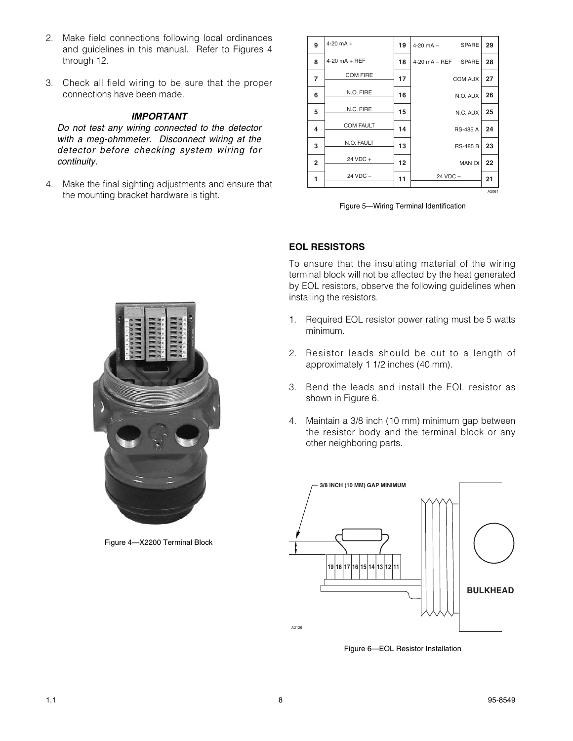2. Make field connections following local ordinances and guidelines in this manual. Refer to Figures 4 through 12.

3. Check all field wiring to be sure that the proper connections have been made.

***IMPORTANT***

*Do not test any wiring connected to the detector with a meg-ohmmeter. Disconnect wiring at the detector before checking system wiring for continuity.*

4. Make the final sighting adjustments and ensure that the mounting bracket hardware is tight.

| | | | | |
|---|---|---|---|---|
| 9 | 4-20 mA + | 19 | 4-20 mA – SPARE | 29 |
| 8 | 4-20 mA + REF | 18 | 4-20 mA – REF SPARE | 28 |
| 7 | COM FIRE | 17 | COM AUX | 27 |
| 6 | N.O. FIRE | 16 | N.O. AUX | 26 |
| 5 | N.C. FIRE | 15 | N.C. AUX | 25 |
| 4 | COM FAULT | 14 | RS-485 A | 24 |
| 3 | N.O. FAULT | 13 | RS-485 B | 23 |
| 2 | 24 VDC + | 12 | MAN Oi | 22 |
| 1 | 24 VDC – | 11 | 24 VDC – | 21 |

Figure 5—Wiring Terminal Identification

Figure 4—X2200 Terminal Block

## EOL RESISTORS

To ensure that the insulating material of the wiring terminal block will not be affected by the heat generated by EOL resistors, observe the following guidelines when installing the resistors.

1. Required EOL resistor power rating must be 5 watts minimum.

2. Resistor leads should be cut to a length of approximately 1 1/2 inches (40 mm).

3. Bend the leads and install the EOL resistor as shown in Figure 6.

4. Maintain a 3/8 inch (10 mm) minimum gap between the resistor body and the terminal block or any other neighboring parts.

Figure 6—EOL Resistor Installation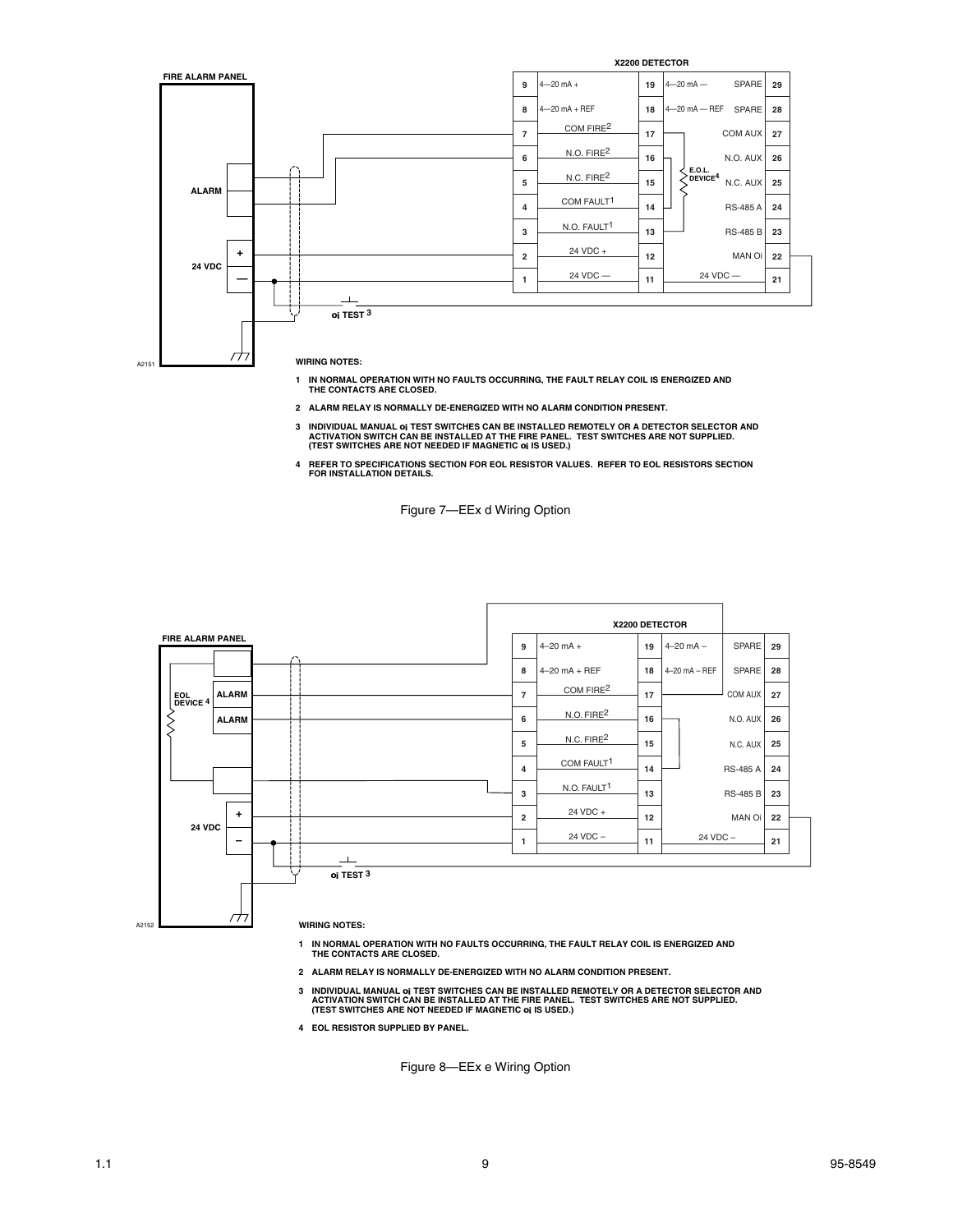**WIRING NOTES:**

1. IN NORMAL OPERATION WITH NO FAULTS OCCURRING, THE FAULT RELAY COIL IS ENERGIZED AND THE CONTACTS ARE CLOSED.
2. ALARM RELAY IS NORMALLY DE-ENERGIZED WITH NO ALARM CONDITION PRESENT.
3. INDIVIDUAL MANUAL oi TEST SWITCHES CAN BE INSTALLED REMOTELY OR A DETECTOR SELECTOR AND ACTIVATION SWITCH CAN BE INSTALLED AT THE FIRE PANEL. TEST SWITCHES ARE NOT SUPPLIED. (TEST SWITCHES ARE NOT NEEDED IF MAGNETIC oi IS USED.)
4. REFER TO SPECIFICATIONS SECTION FOR EOL RESISTOR VALUES. REFER TO EOL RESISTORS SECTION FOR INSTALLATION DETAILS.

Figure 7—EEx d Wiring Option

**WIRING NOTES:**

1. IN NORMAL OPERATION WITH NO FAULTS OCCURRING, THE FAULT RELAY COIL IS ENERGIZED AND THE CONTACTS ARE CLOSED.
2. ALARM RELAY IS NORMALLY DE-ENERGIZED WITH NO ALARM CONDITION PRESENT.
3. INDIVIDUAL MANUAL oi TEST SWITCHES CAN BE INSTALLED REMOTELY OR A DETECTOR SELECTOR AND ACTIVATION SWITCH CAN BE INSTALLED AT THE FIRE PANEL. TEST SWITCHES ARE NOT SUPPLIED. (TEST SWITCHES ARE NOT NEEDED IF MAGNETIC oi IS USED.)
4. EOL RESISTOR SUPPLIED BY PANEL.

Figure 8—EEx e Wiring Option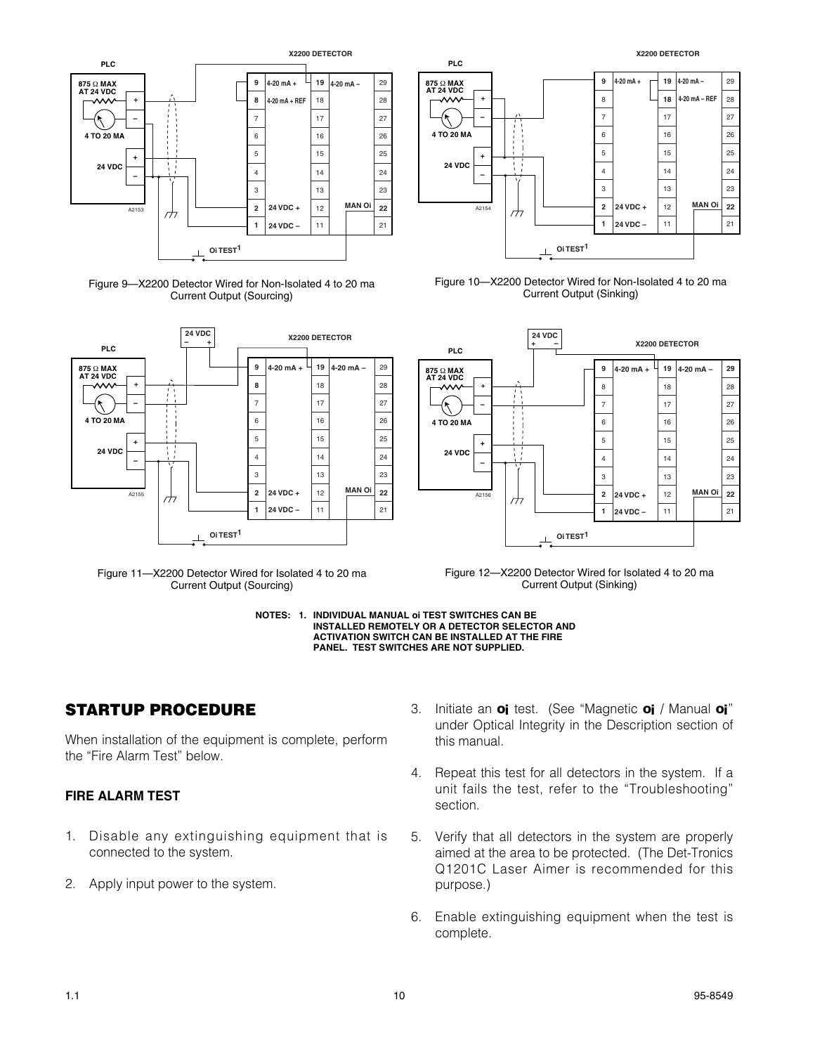Figure 9—X2200 Detector Wired for Non-Isolated 4 to 20 ma Current Output (Sourcing)

Figure 10—X2200 Detector Wired for Non-Isolated 4 to 20 ma Current Output (Sinking)

Figure 11—X2200 Detector Wired for Isolated 4 to 20 ma Current Output (Sourcing)

Figure 12—X2200 Detector Wired for Isolated 4 to 20 ma Current Output (Sinking)

**NOTES: 1. INDIVIDUAL MANUAL oi TEST SWITCHES CAN BE INSTALLED REMOTELY OR A DETECTOR SELECTOR AND ACTIVATION SWITCH CAN BE INSTALLED AT THE FIRE PANEL. TEST SWITCHES ARE NOT SUPPLIED.**

## STARTUP PROCEDURE

When installation of the equipment is complete, perform the "Fire Alarm Test" below.

### FIRE ALARM TEST

1. Disable any extinguishing equipment that is connected to the system.
2. Apply input power to the system.
3. Initiate an **oi** test. (See "Magnetic **oi** / Manual **oi**" under Optical Integrity in the Description section of this manual.
4. Repeat this test for all detectors in the system. If a unit fails the test, refer to the "Troubleshooting" section.
5. Verify that all detectors in the system are properly aimed at the area to be protected. (The Det-Tronics Q1201C Laser Aimer is recommended for this purpose.)
6. Enable extinguishing equipment when the test is complete.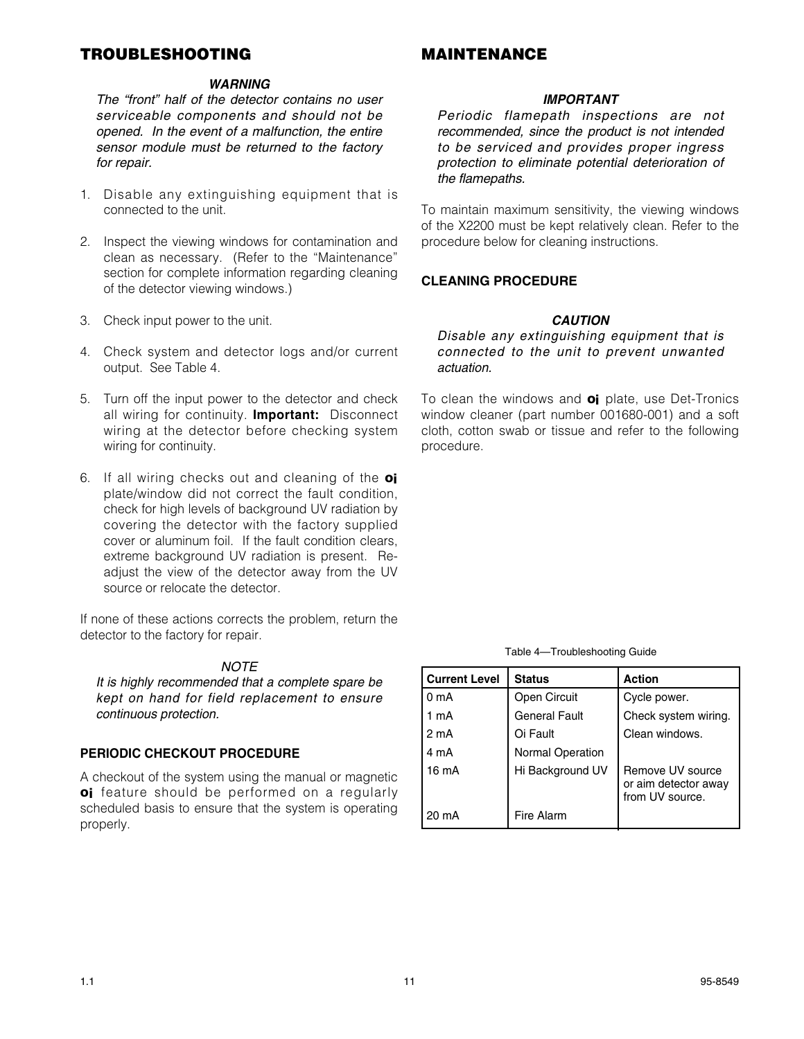# TROUBLESHOOTING

***WARNING***

*The "front" half of the detector contains no user serviceable components and should not be opened. In the event of a malfunction, the entire sensor module must be returned to the factory for repair.*

1. Disable any extinguishing equipment that is connected to the unit.

2. Inspect the viewing windows for contamination and clean as necessary. (Refer to the "Maintenance" section for complete information regarding cleaning of the detector viewing windows.)

3. Check input power to the unit.

4. Check system and detector logs and/or current output. See Table 4.

5. Turn off the input power to the detector and check all wiring for continuity. **Important:** Disconnect wiring at the detector before checking system wiring for continuity.

6. If all wiring checks out and cleaning of the **oi** plate/window did not correct the fault condition, check for high levels of background UV radiation by covering the detector with the factory supplied cover or aluminum foil. If the fault condition clears, extreme background UV radiation is present. Re-adjust the view of the detector away from the UV source or relocate the detector.

If none of these actions corrects the problem, return the detector to the factory for repair.

*NOTE*

*It is highly recommended that a complete spare be kept on hand for field replacement to ensure continuous protection.*

## PERIODIC CHECKOUT PROCEDURE

A checkout of the system using the manual or magnetic **oi** feature should be performed on a regularly scheduled basis to ensure that the system is operating properly.

# MAINTENANCE

***IMPORTANT***

*Periodic flamepath inspections are not recommended, since the product is not intended to be serviced and provides proper ingress protection to eliminate potential deterioration of the flamepaths.*

To maintain maximum sensitivity, the viewing windows of the X2200 must be kept relatively clean. Refer to the procedure below for cleaning instructions.

## CLEANING PROCEDURE

***CAUTION***

*Disable any extinguishing equipment that is connected to the unit to prevent unwanted actuation.*

To clean the windows and **oi** plate, use Det-Tronics window cleaner (part number 001680-001) and a soft cloth, cotton swab or tissue and refer to the following procedure.

Table 4—Troubleshooting Guide

| Current Level | Status | Action |
|---|---|---|
| 0 mA | Open Circuit | Cycle power. |
| 1 mA | General Fault | Check system wiring. |
| 2 mA | Oi Fault | Clean windows. |
| 4 mA | Normal Operation | |
| 16 mA | Hi Background UV | Remove UV source or aim detector away from UV source. |
| 20 mA | Fire Alarm | |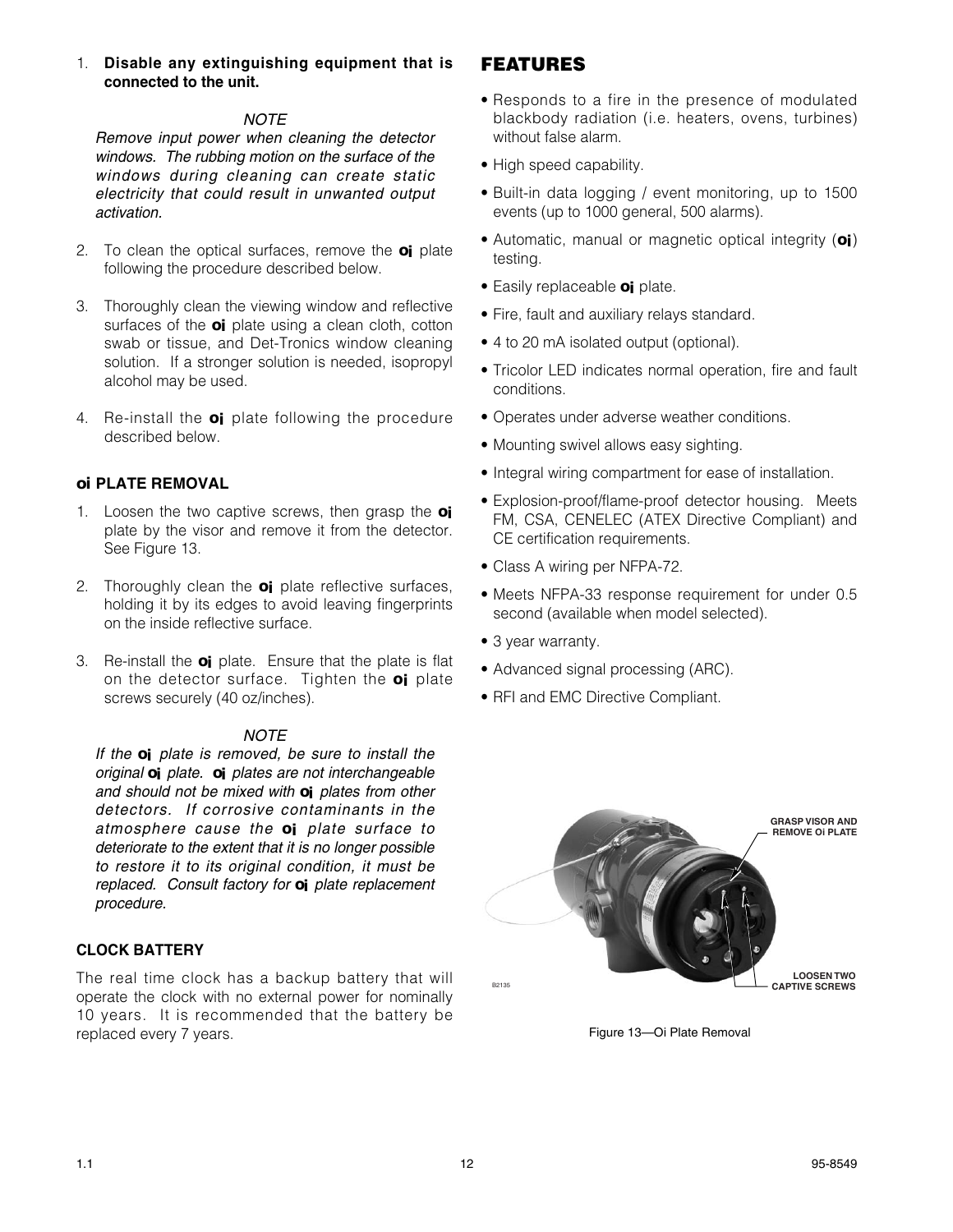1. **Disable any extinguishing equipment that is connected to the unit.**

*NOTE*

*Remove input power when cleaning the detector windows. The rubbing motion on the surface of the windows during cleaning can create static electricity that could result in unwanted output activation.*

2. To clean the optical surfaces, remove the **oi** plate following the procedure described below.

3. Thoroughly clean the viewing window and reflective surfaces of the **oi** plate using a clean cloth, cotton swab or tissue, and Det-Tronics window cleaning solution. If a stronger solution is needed, isopropyl alcohol may be used.

4. Re-install the **oi** plate following the procedure described below.

### oi PLATE REMOVAL

1. Loosen the two captive screws, then grasp the **oi** plate by the visor and remove it from the detector. See Figure 13.

2. Thoroughly clean the **oi** plate reflective surfaces, holding it by its edges to avoid leaving fingerprints on the inside reflective surface.

3. Re-install the **oi** plate. Ensure that the plate is flat on the detector surface. Tighten the **oi** plate screws securely (40 oz/inches).

*NOTE*

*If the **oi** plate is removed, be sure to install the original **oi** plate. **oi** plates are not interchangeable and should not be mixed with **oi** plates from other detectors. If corrosive contaminants in the atmosphere cause the **oi** plate surface to deteriorate to the extent that it is no longer possible to restore it to its original condition, it must be replaced. Consult factory for **oi** plate replacement procedure.*

### CLOCK BATTERY

The real time clock has a backup battery that will operate the clock with no external power for nominally 10 years. It is recommended that the battery be replaced every 7 years.

## FEATURES

- Responds to a fire in the presence of modulated blackbody radiation (i.e. heaters, ovens, turbines) without false alarm.
- High speed capability.
- Built-in data logging / event monitoring, up to 1500 events (up to 1000 general, 500 alarms).
- Automatic, manual or magnetic optical integrity (**oi**) testing.
- Easily replaceable **oi** plate.
- Fire, fault and auxiliary relays standard.
- 4 to 20 mA isolated output (optional).
- Tricolor LED indicates normal operation, fire and fault conditions.
- Operates under adverse weather conditions.
- Mounting swivel allows easy sighting.
- Integral wiring compartment for ease of installation.
- Explosion-proof/flame-proof detector housing. Meets FM, CSA, CENELEC (ATEX Directive Compliant) and CE certification requirements.
- Class A wiring per NFPA-72.
- Meets NFPA-33 response requirement for under 0.5 second (available when model selected).
- 3 year warranty.
- Advanced signal processing (ARC).
- RFI and EMC Directive Compliant.

GRASP VISOR AND REMOVE Oi PLATE

LOOSEN TWO CAPTIVE SCREWS

B2135

Figure 13—Oi Plate Removal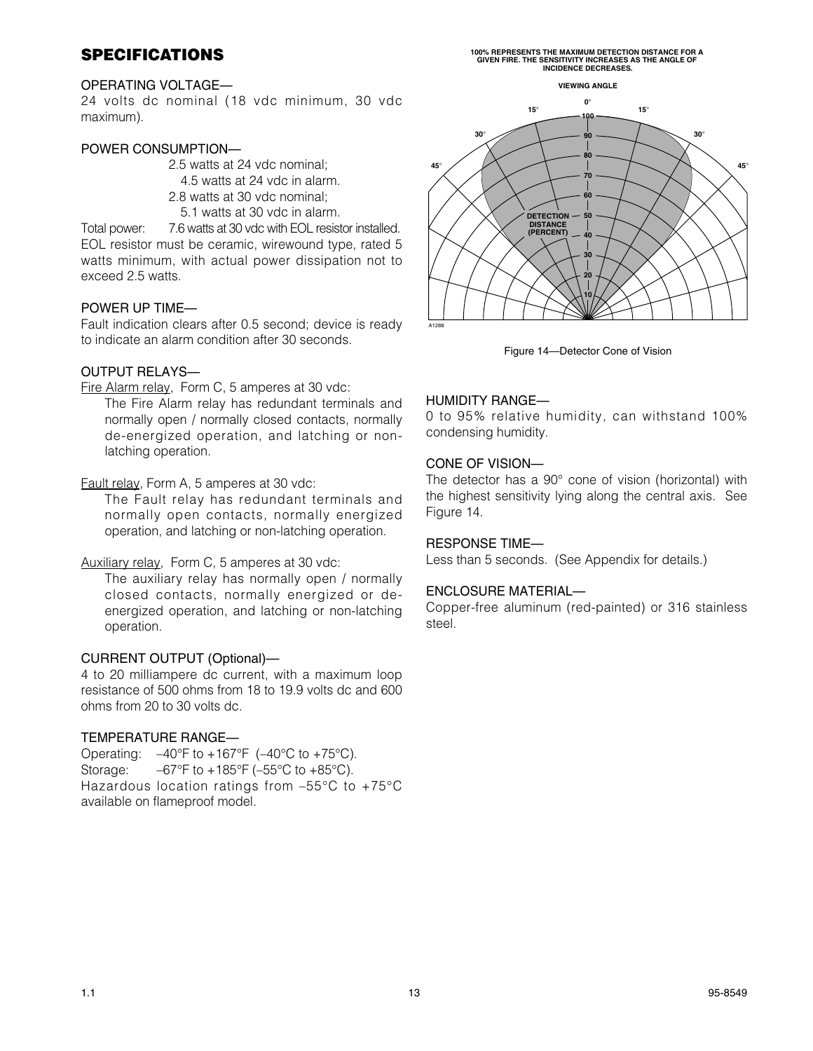## SPECIFICATIONS

### OPERATING VOLTAGE—

24 volts dc nominal (18 vdc minimum, 30 vdc maximum).

### POWER CONSUMPTION—

2.5 watts at 24 vdc nominal;
4.5 watts at 24 vdc in alarm.
2.8 watts at 30 vdc nominal;
5.1 watts at 30 vdc in alarm.

Total power: 7.6 watts at 30 vdc with EOL resistor installed.

EOL resistor must be ceramic, wirewound type, rated 5 watts minimum, with actual power dissipation not to exceed 2.5 watts.

### POWER UP TIME—

Fault indication clears after 0.5 second; device is ready to indicate an alarm condition after 30 seconds.

### OUTPUT RELAYS—

Fire Alarm relay, Form C, 5 amperes at 30 vdc:

The Fire Alarm relay has redundant terminals and normally open / normally closed contacts, normally de-energized operation, and latching or non-latching operation.

Fault relay, Form A, 5 amperes at 30 vdc:

The Fault relay has redundant terminals and normally open contacts, normally energized operation, and latching or non-latching operation.

Auxiliary relay, Form C, 5 amperes at 30 vdc:

The auxiliary relay has normally open / normally closed contacts, normally energized or de-energized operation, and latching or non-latching operation.

### CURRENT OUTPUT (Optional)—

4 to 20 milliampere dc current, with a maximum loop resistance of 500 ohms from 18 to 19.9 volts dc and 600 ohms from 20 to 30 volts dc.

### TEMPERATURE RANGE—

Operating: –40°F to +167°F (–40°C to +75°C).
Storage: –67°F to +185°F (–55°C to +85°C).
Hazardous location ratings from –55°C to +75°C available on flameproof model.

100% REPRESENTS THE MAXIMUM DETECTION DISTANCE FOR A GIVEN FIRE. THE SENSITIVITY INCREASES AS THE ANGLE OF INCIDENCE DECREASES.

Figure 14—Detector Cone of Vision

### HUMIDITY RANGE—

0 to 95% relative humidity, can withstand 100% condensing humidity.

### CONE OF VISION—

The detector has a 90° cone of vision (horizontal) with the highest sensitivity lying along the central axis. See Figure 14.

### RESPONSE TIME—

Less than 5 seconds. (See Appendix for details.)

### ENCLOSURE MATERIAL—

Copper-free aluminum (red-painted) or 316 stainless steel.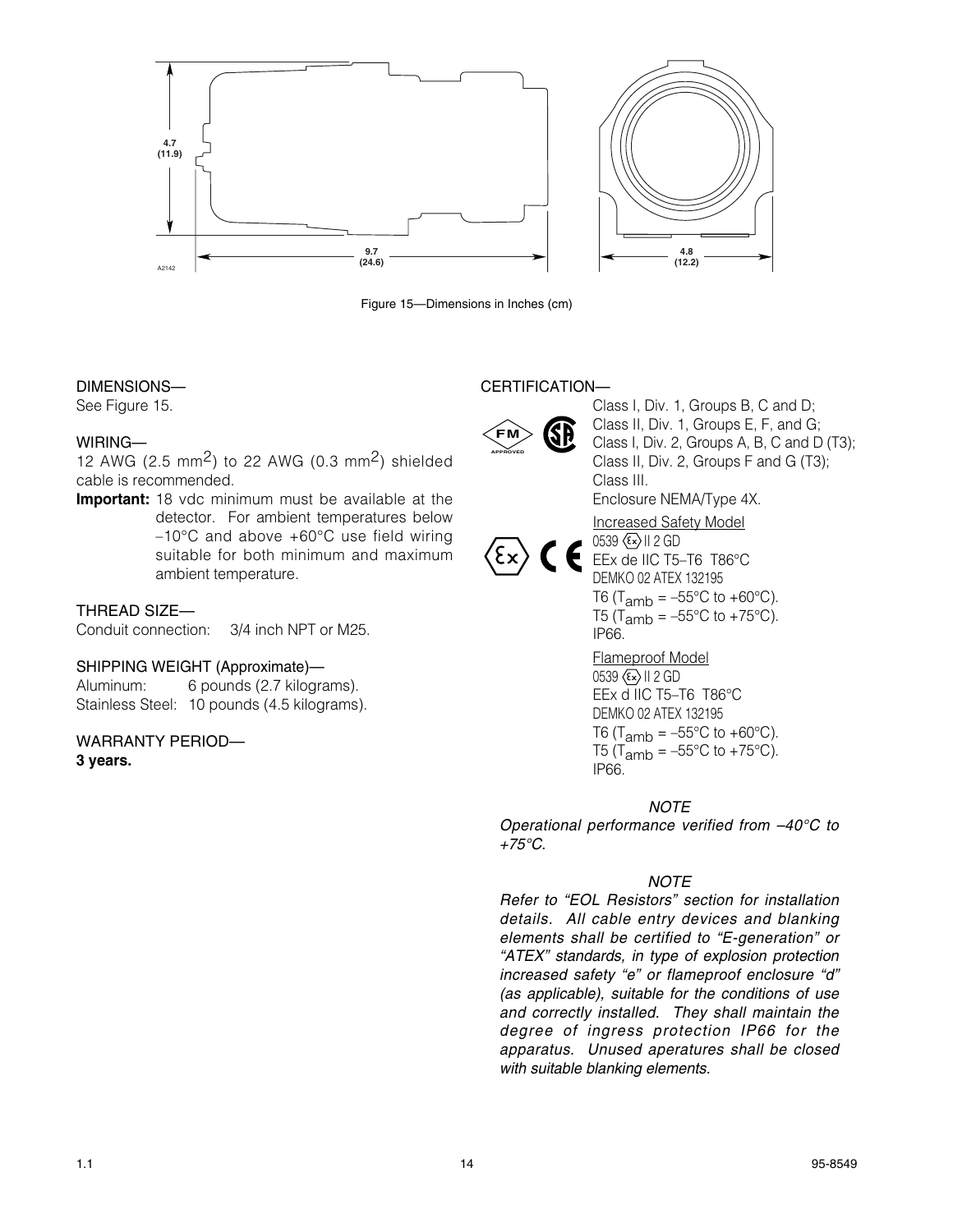4.7 (11.9)

9.7 (24.6)

4.8 (12.2)

A2142

Figure 15—Dimensions in Inches (cm)

DIMENSIONS—
See Figure 15.

WIRING—
12 AWG (2.5 mm$^2$) to 22 AWG (0.3 mm$^2$) shielded cable is recommended.

**Important:** 18 vdc minimum must be available at the detector. For ambient temperatures below –10°C and above +60°C use field wiring suitable for both minimum and maximum ambient temperature.

THREAD SIZE—
Conduit connection: 3/4 inch NPT or M25.

SHIPPING WEIGHT (Approximate)—
Aluminum: 6 pounds (2.7 kilograms).
Stainless Steel: 10 pounds (4.5 kilograms).

WARRANTY PERIOD—
**3 years.**

CERTIFICATION—

Class I, Div. 1, Groups B, C and D;
Class II, Div. 1, Groups E, F, and G;
Class I, Div. 2, Groups A, B, C and D (T3);
Class II, Div. 2, Groups F and G (T3);
Class III.
Enclosure NEMA/Type 4X.

Increased Safety Model
0539 Ex II 2 GD
EEx de IIC T5–T6 T86°C
DEMKO 02 ATEX 132195
T6 ($T_{amb}$ = –55°C to +60°C).
T5 ($T_{amb}$ = –55°C to +75°C).
IP66.

Flameproof Model
0539 Ex II 2 GD
EEx d IIC T5–T6 T86°C
DEMKO 02 ATEX 132195
T6 ($T_{amb}$ = –55°C to +60°C).
T5 ($T_{amb}$ = –55°C to +75°C).
IP66.

*NOTE*
*Operational performance verified from –40°C to +75°C.*

*NOTE*
*Refer to "EOL Resistors" section for installation details. All cable entry devices and blanking elements shall be certified to "E-generation" or "ATEX" standards, in type of explosion protection increased safety "e" or flameproof enclosure "d" (as applicable), suitable for the conditions of use and correctly installed. They shall maintain the degree of ingress protection IP66 for the apparatus. Unused aperatures shall be closed with suitable blanking elements.*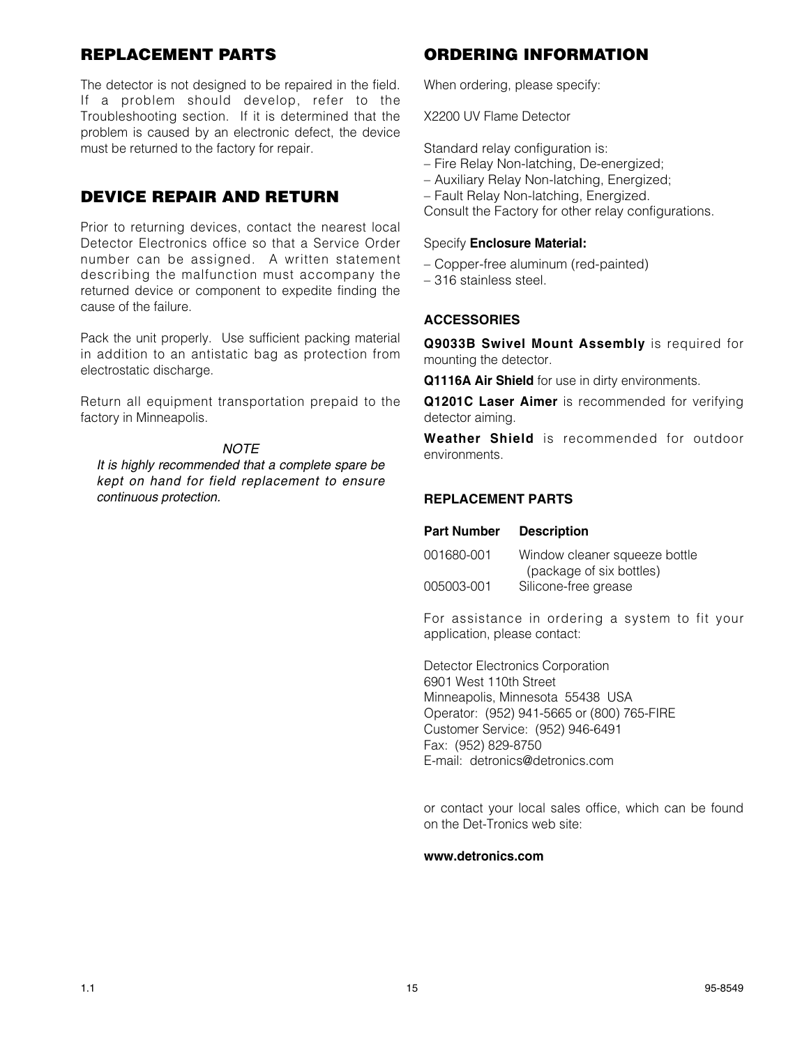## REPLACEMENT PARTS

The detector is not designed to be repaired in the field. If a problem should develop, refer to the Troubleshooting section. If it is determined that the problem is caused by an electronic defect, the device must be returned to the factory for repair.

## DEVICE REPAIR AND RETURN

Prior to returning devices, contact the nearest local Detector Electronics office so that a Service Order number can be assigned. A written statement describing the malfunction must accompany the returned device or component to expedite finding the cause of the failure.

Pack the unit properly. Use sufficient packing material in addition to an antistatic bag as protection from electrostatic discharge.

Return all equipment transportation prepaid to the factory in Minneapolis.

*NOTE*

*It is highly recommended that a complete spare be kept on hand for field replacement to ensure continuous protection.*

## ORDERING INFORMATION

When ordering, please specify:

X2200 UV Flame Detector

Standard relay configuration is:
– Fire Relay Non-latching, De-energized;
– Auxiliary Relay Non-latching, Energized;
– Fault Relay Non-latching, Energized.
Consult the Factory for other relay configurations.

Specify **Enclosure Material:**

– Copper-free aluminum (red-painted)
– 316 stainless steel.

### ACCESSORIES

**Q9033B Swivel Mount Assembly** is required for mounting the detector.

**Q1116A Air Shield** for use in dirty environments.

**Q1201C Laser Aimer** is recommended for verifying detector aiming.

**Weather Shield** is recommended for outdoor environments.

### REPLACEMENT PARTS

| Part Number | Description |
|---|---|
| 001680-001 | Window cleaner squeeze bottle (package of six bottles) |
| 005003-001 | Silicone-free grease |

For assistance in ordering a system to fit your application, please contact:

Detector Electronics Corporation
6901 West 110th Street
Minneapolis, Minnesota 55438 USA
Operator: (952) 941-5665 or (800) 765-FIRE
Customer Service: (952) 946-6491
Fax: (952) 829-8750
E-mail: detronics@detronics.com

or contact your local sales office, which can be found on the Det-Tronics web site:

**www.detronics.com**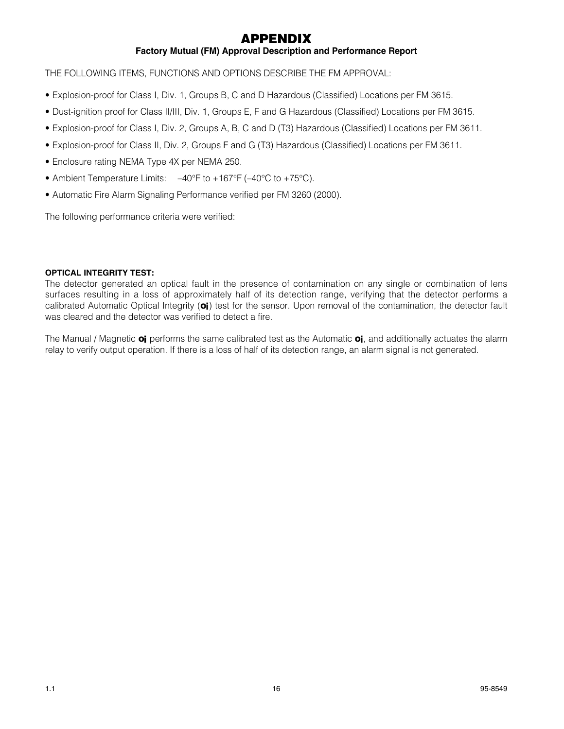# APPENDIX

### Factory Mutual (FM) Approval Description and Performance Report

THE FOLLOWING ITEMS, FUNCTIONS AND OPTIONS DESCRIBE THE FM APPROVAL:

- Explosion-proof for Class I, Div. 1, Groups B, C and D Hazardous (Classified) Locations per FM 3615.
- Dust-ignition proof for Class II/III, Div. 1, Groups E, F and G Hazardous (Classified) Locations per FM 3615.
- Explosion-proof for Class I, Div. 2, Groups A, B, C and D (T3) Hazardous (Classified) Locations per FM 3611.
- Explosion-proof for Class II, Div. 2, Groups F and G (T3) Hazardous (Classified) Locations per FM 3611.
- Enclosure rating NEMA Type 4X per NEMA 250.
- Ambient Temperature Limits: –40°F to +167°F (–40°C to +75°C).
- Automatic Fire Alarm Signaling Performance verified per FM 3260 (2000).

The following performance criteria were verified:

**OPTICAL INTEGRITY TEST:**
The detector generated an optical fault in the presence of contamination on any single or combination of lens surfaces resulting in a loss of approximately half of its detection range, verifying that the detector performs a calibrated Automatic Optical Integrity (**oi**) test for the sensor. Upon removal of the contamination, the detector fault was cleared and the detector was verified to detect a fire.

The Manual / Magnetic **oi** performs the same calibrated test as the Automatic **oi**, and additionally actuates the alarm relay to verify output operation. If there is a loss of half of its detection range, an alarm signal is not generated.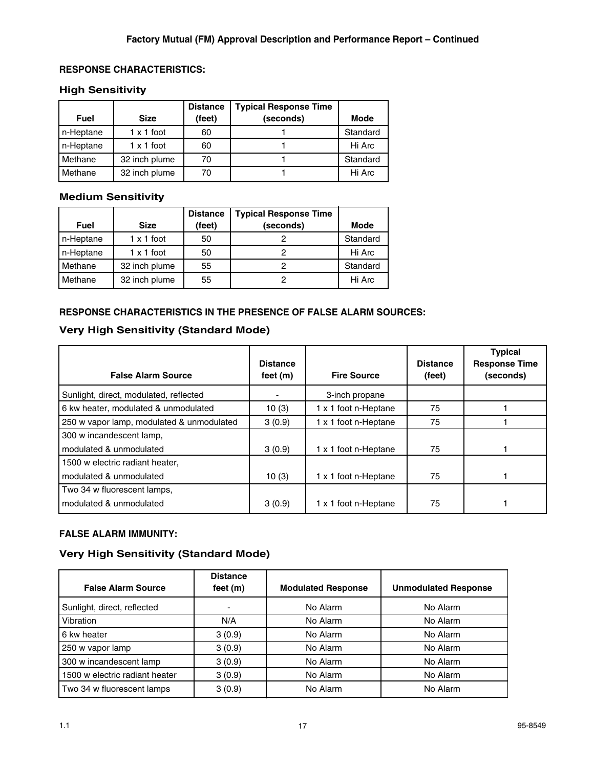**Factory Mutual (FM) Approval Description and Performance Report – Continued**

**RESPONSE CHARACTERISTICS:**

### High Sensitivity

| Fuel | Size | Distance (feet) | Typical Response Time (seconds) | Mode |
|---|---|---|---|---|
| n-Heptane | 1 x 1 foot | 60 | 1 | Standard |
| n-Heptane | 1 x 1 foot | 60 | 1 | Hi Arc |
| Methane | 32 inch plume | 70 | 1 | Standard |
| Methane | 32 inch plume | 70 | 1 | Hi Arc |

### Medium Sensitivity

| Fuel | Size | Distance (feet) | Typical Response Time (seconds) | Mode |
|---|---|---|---|---|
| n-Heptane | 1 x 1 foot | 50 | 2 | Standard |
| n-Heptane | 1 x 1 foot | 50 | 2 | Hi Arc |
| Methane | 32 inch plume | 55 | 2 | Standard |
| Methane | 32 inch plume | 55 | 2 | Hi Arc |

**RESPONSE CHARACTERISTICS IN THE PRESENCE OF FALSE ALARM SOURCES:**

### Very High Sensitivity (Standard Mode)

| False Alarm Source | Distance feet (m) | Fire Source | Distance (feet) | Typical Response Time (seconds) |
|---|---|---|---|---|
| Sunlight, direct, modulated, reflected | - | 3-inch propane | | |
| 6 kw heater, modulated & unmodulated | 10 (3) | 1 x 1 foot n-Heptane | 75 | 1 |
| 250 w vapor lamp, modulated & unmodulated | 3 (0.9) | 1 x 1 foot n-Heptane | 75 | 1 |
| 300 w incandescent lamp, modulated & unmodulated | 3 (0.9) | 1 x 1 foot n-Heptane | 75 | 1 |
| 1500 w electric radiant heater, modulated & unmodulated | 10 (3) | 1 x 1 foot n-Heptane | 75 | 1 |
| Two 34 w fluorescent lamps, modulated & unmodulated | 3 (0.9) | 1 x 1 foot n-Heptane | 75 | 1 |

**FALSE ALARM IMMUNITY:**

### Very High Sensitivity (Standard Mode)

| False Alarm Source | Distance feet (m) | Modulated Response | Unmodulated Response |
|---|---|---|---|
| Sunlight, direct, reflected | - | No Alarm | No Alarm |
| Vibration | N/A | No Alarm | No Alarm |
| 6 kw heater | 3 (0.9) | No Alarm | No Alarm |
| 250 w vapor lamp | 3 (0.9) | No Alarm | No Alarm |
| 300 w incandescent lamp | 3 (0.9) | No Alarm | No Alarm |
| 1500 w electric radiant heater | 3 (0.9) | No Alarm | No Alarm |
| Two 34 w fluorescent lamps | 3 (0.9) | No Alarm | No Alarm |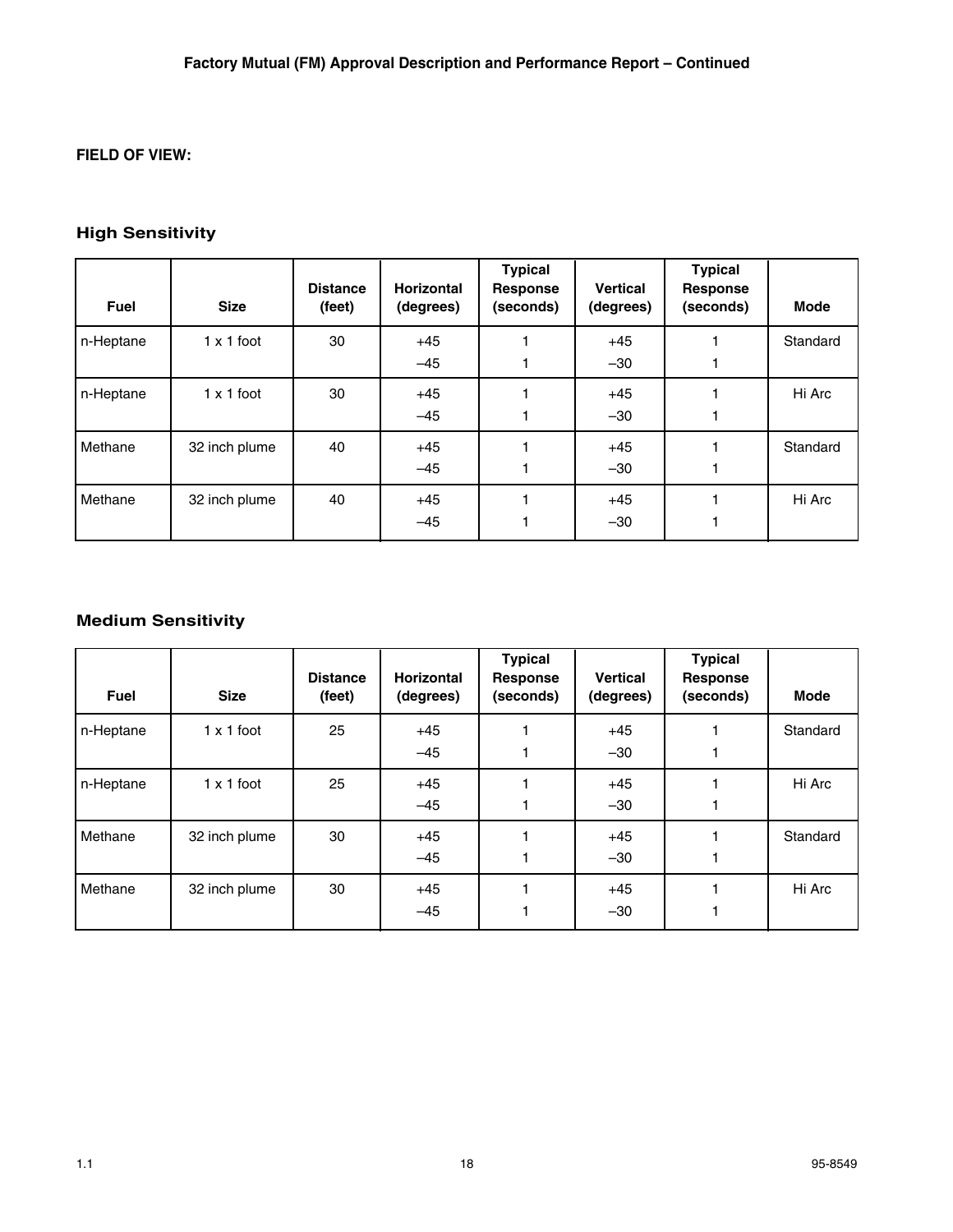## FIELD OF VIEW:

### High Sensitivity

| Fuel | Size | Distance (feet) | Horizontal (degrees) | Typical Response (seconds) | Vertical (degrees) | Typical Response (seconds) | Mode |
|---|---|---|---|---|---|---|---|
| n-Heptane | 1 x 1 foot | 30 | +45<br>–45 | 1<br>1 | +45<br>–30 | 1<br>1 | Standard |
| n-Heptane | 1 x 1 foot | 30 | +45<br>–45 | 1<br>1 | +45<br>–30 | 1<br>1 | Hi Arc |
| Methane | 32 inch plume | 40 | +45<br>–45 | 1<br>1 | +45<br>–30 | 1<br>1 | Standard |
| Methane | 32 inch plume | 40 | +45<br>–45 | 1<br>1 | +45<br>–30 | 1<br>1 | Hi Arc |

### Medium Sensitivity

| Fuel | Size | Distance (feet) | Horizontal (degrees) | Typical Response (seconds) | Vertical (degrees) | Typical Response (seconds) | Mode |
|---|---|---|---|---|---|---|---|
| n-Heptane | 1 x 1 foot | 25 | +45<br>–45 | 1<br>1 | +45<br>–30 | 1<br>1 | Standard |
| n-Heptane | 1 x 1 foot | 25 | +45<br>–45 | 1<br>1 | +45<br>–30 | 1<br>1 | Hi Arc |
| Methane | 32 inch plume | 30 | +45<br>–45 | 1<br>1 | +45<br>–30 | 1<br>1 | Standard |
| Methane | 32 inch plume | 30 | +45<br>–45 | 1<br>1 | +45<br>–30 | 1<br>1 | Hi Arc |